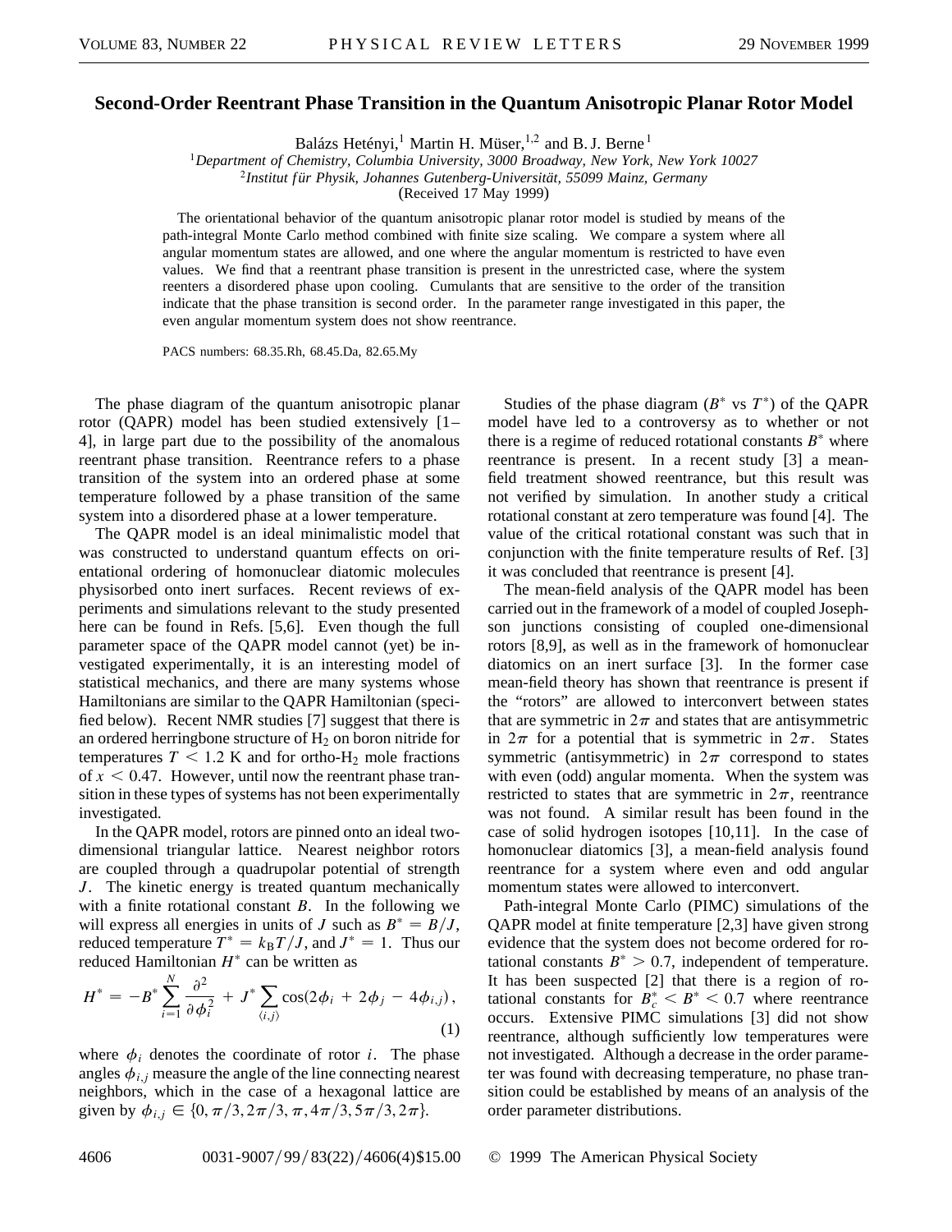# Second-Order Reentrant Phase Transition in the Quantum Anisotropic Planar Rotor Model

Balázs Hetényi,[1] Martin H. Müser,[1,2] and B. J. Berne[1]

[1]*Department of Chemistry, Columbia University, 3000 Broadway, New York, New York 10027*

[2]*Institut für Physik, Johannes Gutenberg-Universität, 55099 Mainz, Germany*

(Received 17 May 1999)

The orientational behavior of the quantum anisotropic planar rotor model is studied by means of the path-integral Monte Carlo method combined with finite size scaling. We compare a system where all angular momentum states are allowed, and one where the angular momentum is restricted to have even values. We find that a reentrant phase transition is present in the unrestricted case, where the system reenters a disordered phase upon cooling. Cumulants that are sensitive to the order of the transition indicate that the phase transition is second order. In the parameter range investigated in this paper, the even angular momentum system does not show reentrance.

PACS numbers: 68.35.Rh, 68.45.Da, 82.65.My

The phase diagram of the quantum anisotropic planar rotor (QAPR) model has been studied extensively [1–4], in large part due to the possibility of the anomalous reentrant phase transition. Reentrance refers to a phase transition of the system into an ordered phase at some temperature followed by a phase transition of the same system into a disordered phase at a lower temperature.

The QAPR model is an ideal minimalistic model that was constructed to understand quantum effects on orientational ordering of homonuclear diatomic molecules physisorbed onto inert surfaces. Recent reviews of experiments and simulations relevant to the study presented here can be found in Refs. [5,6]. Even though the full parameter space of the QAPR model cannot (yet) be investigated experimentally, it is an interesting model of statistical mechanics, and there are many systems whose Hamiltonians are similar to the QAPR Hamiltonian (specified below). Recent NMR studies [7] suggest that there is an ordered herringbone structure of $H_2$ on boron nitride for temperatures $T < 1.2$ K and for ortho-$H_2$ mole fractions of $x < 0.47$. However, until now the reentrant phase transition in these types of systems has not been experimentally investigated.

In the QAPR model, rotors are pinned onto an ideal two-dimensional triangular lattice. Nearest neighbor rotors are coupled through a quadrupolar potential of strength $J$. The kinetic energy is treated quantum mechanically with a finite rotational constant $B$. In the following we will express all energies in units of $J$ such as $B^* = B/J$, reduced temperature $T^* = k_B T/J$, and $J^* = 1$. Thus our reduced Hamiltonian $H^*$ can be written as

$$H^* = -B^* \sum_{i=1}^{N} \frac{\partial^2}{\partial \phi_i^2} + J^* \sum_{\langle i,j \rangle} \cos(2\phi_i + 2\phi_j - 4\phi_{i,j}), \tag{1}$$

where $\phi_i$ denotes the coordinate of rotor $i$. The phase angles $\phi_{i,j}$ measure the angle of the line connecting nearest neighbors, which in the case of a hexagonal lattice are given by $\phi_{i,j} \in \{0, \pi/3, 2\pi/3, \pi, 4\pi/3, 5\pi/3, 2\pi\}$.

Studies of the phase diagram ($B^*$ vs $T^*$) of the QAPR model have led to a controversy as to whether or not there is a regime of reduced rotational constants $B^*$ where reentrance is present. In a recent study [3] a mean-field treatment showed reentrance, but this result was not verified by simulation. In another study a critical rotational constant at zero temperature was found [4]. The value of the critical rotational constant was such that in conjunction with the finite temperature results of Ref. [3] it was concluded that reentrance is present [4].

The mean-field analysis of the QAPR model has been carried out in the framework of a model of coupled Josephson junctions consisting of coupled one-dimensional rotors [8,9], as well as in the framework of homonuclear diatomics on an inert surface [3]. In the former case mean-field theory has shown that reentrance is present if the "rotors" are allowed to interconvert between states that are symmetric in $2\pi$ and states that are antisymmetric in $2\pi$ for a potential that is symmetric in $2\pi$. States symmetric (antisymmetric) in $2\pi$ correspond to states with even (odd) angular momenta. When the system was restricted to states that are symmetric in $2\pi$, reentrance was not found. A similar result has been found in the case of solid hydrogen isotopes [10,11]. In the case of homonuclear diatomics [3], a mean-field analysis found reentrance for a system where even and odd angular momentum states were allowed to interconvert.

Path-integral Monte Carlo (PIMC) simulations of the QAPR model at finite temperature [2,3] have given strong evidence that the system does not become ordered for rotational constants $B^* > 0.7$, independent of temperature. It has been suspected [2] that there is a region of rotational constants for $B_c^* < B^* < 0.7$ where reentrance occurs. Extensive PIMC simulations [3] did not show reentrance, although sufficiently low temperatures were not investigated. Although a decrease in the order parameter was found with decreasing temperature, no phase transition could be established by means of an analysis of the order parameter distributions.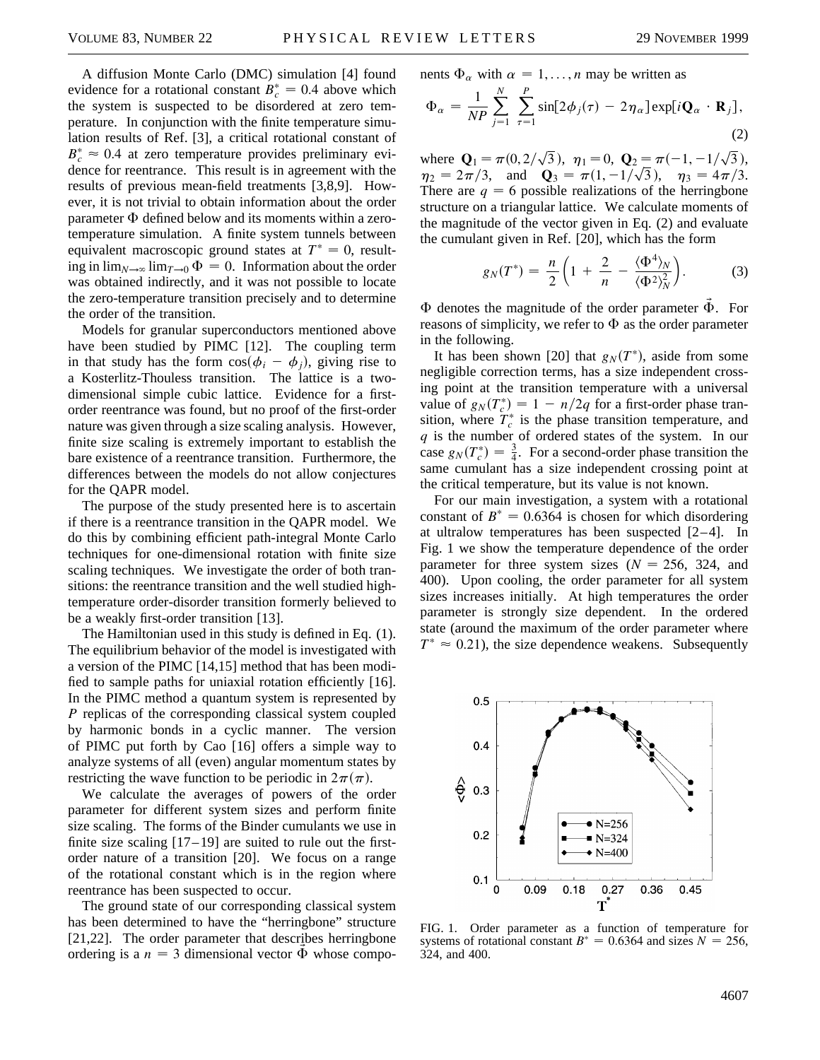A diffusion Monte Carlo (DMC) simulation [4] found evidence for a rotational constant $B_c^* = 0.4$ above which the system is suspected to be disordered at zero temperature. In conjunction with the finite temperature simulation results of Ref. [3], a critical rotational constant of $B_c^* \approx 0.4$ at zero temperature provides preliminary evidence for reentrance. This result is in agreement with the results of previous mean-field treatments [3,8,9]. However, it is not trivial to obtain information about the order parameter $\Phi$ defined below and its moments within a zero-temperature simulation. A finite system tunnels between equivalent macroscopic ground states at $T^* = 0$, resulting in $\lim_{N\to\infty} \lim_{T\to 0} \Phi = 0$. Information about the order was obtained indirectly, and it was not possible to locate the zero-temperature transition precisely and to determine the order of the transition.

Models for granular superconductors mentioned above have been studied by PIMC [12]. The coupling term in that study has the form $\cos(\phi_i - \phi_j)$, giving rise to a Kosterlitz-Thouless transition. The lattice is a two-dimensional simple cubic lattice. Evidence for a first-order reentrance was found, but no proof of the first-order nature was given through a size scaling analysis. However, finite size scaling is extremely important to establish the bare existence of a reentrance transition. Furthermore, the differences between the models do not allow conjectures for the QAPR model.

The purpose of the study presented here is to ascertain if there is a reentrance transition in the QAPR model. We do this by combining efficient path-integral Monte Carlo techniques for one-dimensional rotation with finite size scaling techniques. We investigate the order of both transitions: the reentrance transition and the well studied high-temperature order-disorder transition formerly believed to be a weakly first-order transition [13].

The Hamiltonian used in this study is defined in Eq. (1). The equilibrium behavior of the model is investigated with a version of the PIMC [14,15] method that has been modified to sample paths for uniaxial rotation efficiently [16]. In the PIMC method a quantum system is represented by $P$ replicas of the corresponding classical system coupled by harmonic bonds in a cyclic manner. The version of PIMC put forth by Cao [16] offers a simple way to analyze systems of all (even) angular momentum states by restricting the wave function to be periodic in $2\pi(\pi)$.

We calculate the averages of powers of the order parameter for different system sizes and perform finite size scaling. The forms of the Binder cumulants we use in finite size scaling [17–19] are suited to rule out the first-order nature of a transition [20]. We focus on a range of the rotational constant which is in the region where reentrance has been suspected to occur.

The ground state of our corresponding classical system has been determined to have the "herringbone" structure [21,22]. The order parameter that describes herringbone ordering is a $n = 3$ dimensional vector $\vec{\Phi}$ whose components $\Phi_\alpha$ with $\alpha = 1, \ldots, n$ may be written as

$$\Phi_\alpha = \frac{1}{NP} \sum_{j=1}^{N} \sum_{\tau=1}^{P} \sin[2\phi_j(\tau) - 2\eta_\alpha] \exp[i\mathbf{Q}_\alpha \cdot \mathbf{R}_j], \tag{2}$$

where $\mathbf{Q}_1 = \pi(0, 2/\sqrt{3})$, $\eta_1 = 0$, $\mathbf{Q}_2 = \pi(-1, -1/\sqrt{3})$, $\eta_2 = 2\pi/3$, and $\mathbf{Q}_3 = \pi(1, -1/\sqrt{3})$, $\eta_3 = 4\pi/3$. There are $q = 6$ possible realizations of the herringbone structure on a triangular lattice. We calculate moments of the magnitude of the vector given in Eq. (2) and evaluate the cumulant given in Ref. [20], which has the form

$$g_N(T^*) = \frac{n}{2}\left(1 + \frac{2}{n} - \frac{\langle \Phi^4 \rangle_N}{\langle \Phi^2 \rangle_N^2}\right). \tag{3}$$

$\Phi$ denotes the magnitude of the order parameter $\vec{\Phi}$. For reasons of simplicity, we refer to $\Phi$ as the order parameter in the following.

It has been shown [20] that $g_N(T^*)$, aside from some negligible correction terms, has a size independent crossing point at the transition temperature with a universal value of $g_N(T_c^*) = 1 - n/2q$ for a first-order phase transition, where $T_c^*$ is the phase transition temperature, and $q$ is the number of ordered states of the system. In our case $g_N(T_c^*) = \frac{3}{4}$. For a second-order phase transition the same cumulant has a size independent crossing point at the critical temperature, but its value is not known.

For our main investigation, a system with a rotational constant of $B^* = 0.6364$ is chosen for which disordering at ultralow temperatures has been suspected [2–4]. In Fig. 1 we show the temperature dependence of the order parameter for three system sizes ($N = 256$, 324, and 400). Upon cooling, the order parameter for all system sizes increases initially. At high temperatures the order parameter is strongly size dependent. In the ordered state (around the maximum of the order parameter where $T^* \approx 0.21$), the size dependence weakens. Subsequently

FIG. 1. Order parameter as a function of temperature for systems of rotational constant $B^* = 0.6364$ and sizes $N = 256$, 324, and 400.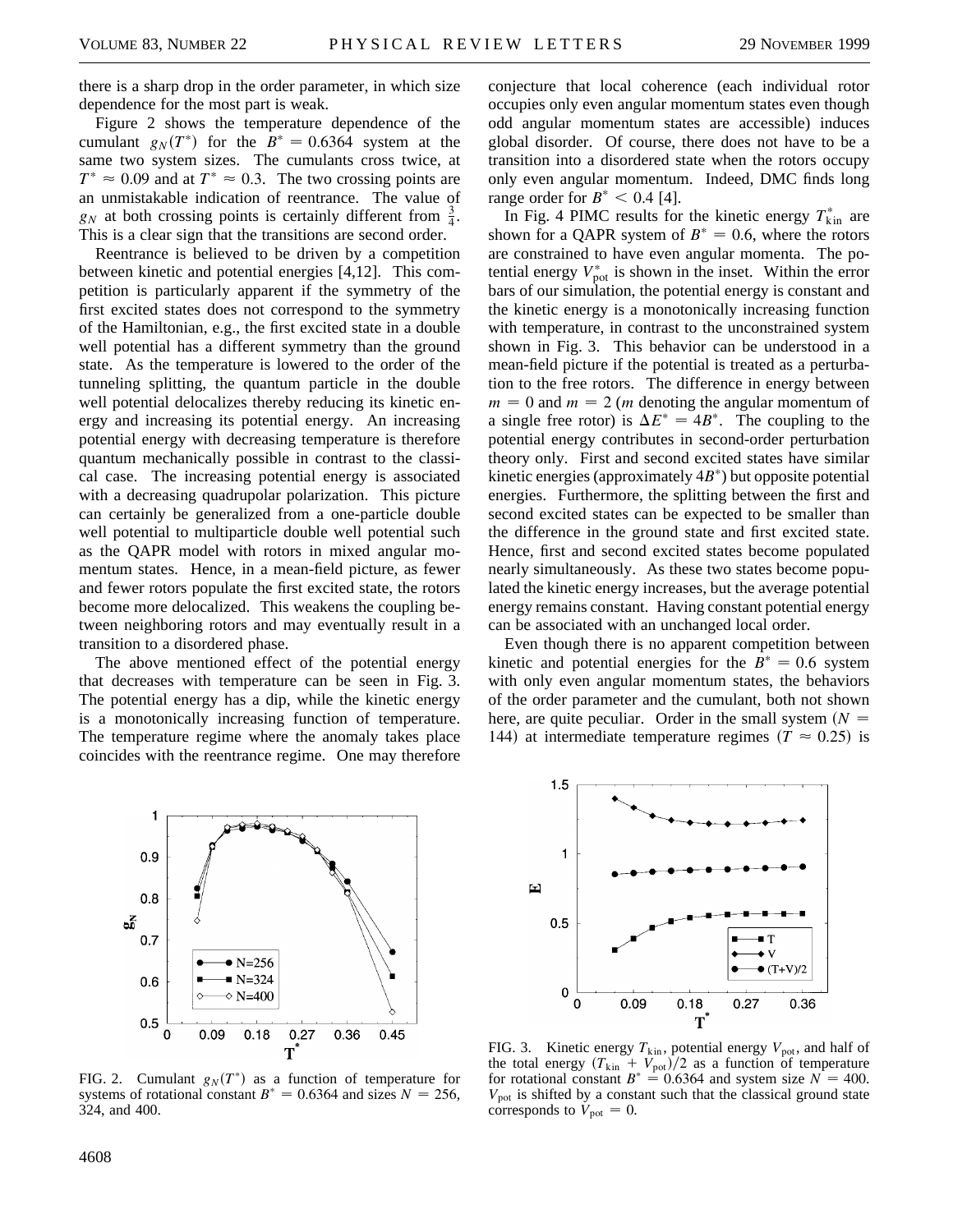there is a sharp drop in the order parameter, in which size dependence for the most part is weak.

Figure 2 shows the temperature dependence of the cumulant $g_N(T^*)$ for the $B^* = 0.6364$ system at the same two system sizes. The cumulants cross twice, at $T^* \approx 0.09$ and at $T^* \approx 0.3$. The two crossing points are an unmistakable indication of reentrance. The value of $g_N$ at both crossing points is certainly different from $\frac{3}{4}$. This is a clear sign that the transitions are second order.

Reentrance is believed to be driven by a competition between kinetic and potential energies [4,12]. This competition is particularly apparent if the symmetry of the first excited states does not correspond to the symmetry of the Hamiltonian, e.g., the first excited state in a double well potential has a different symmetry than the ground state. As the temperature is lowered to the order of the tunneling splitting, the quantum particle in the double well potential delocalizes thereby reducing its kinetic energy and increasing its potential energy. An increasing potential energy with decreasing temperature is therefore quantum mechanically possible in contrast to the classical case. The increasing potential energy is associated with a decreasing quadrupolar polarization. This picture can certainly be generalized from a one-particle double well potential to multiparticle double well potential such as the QAPR model with rotors in mixed angular momentum states. Hence, in a mean-field picture, as fewer and fewer rotors populate the first excited state, the rotors become more delocalized. This weakens the coupling between neighboring rotors and may eventually result in a transition to a disordered phase.

The above mentioned effect of the potential energy that decreases with temperature can be seen in Fig. 3. The potential energy has a dip, while the kinetic energy is a monotonically increasing function of temperature. The temperature regime where the anomaly takes place coincides with the reentrance regime. One may therefore conjecture that local coherence (each individual rotor occupies only even angular momentum states even though odd angular momentum states are accessible) induces global disorder. Of course, there does not have to be a transition into a disordered state when the rotors occupy only even angular momentum. Indeed, DMC finds long range order for $B^* < 0.4$ [4].

In Fig. 4 PIMC results for the kinetic energy $T^*_{\text{kin}}$ are shown for a QAPR system of $B^* = 0.6$, where the rotors are constrained to have even angular momenta. The potential energy $V^*_{\text{pot}}$ is shown in the inset. Within the error bars of our simulation, the potential energy is constant and the kinetic energy is a monotonically increasing function with temperature, in contrast to the unconstrained system shown in Fig. 3. This behavior can be understood in a mean-field picture if the potential is treated as a perturbation to the free rotors. The difference in energy between $m = 0$ and $m = 2$ ($m$ denoting the angular momentum of a single free rotor) is $\Delta E^* = 4B^*$. The coupling to the potential energy contributes in second-order perturbation theory only. First and second excited states have similar kinetic energies (approximately $4B^*$) but opposite potential energies. Furthermore, the splitting between the first and second excited states can be expected to be smaller than the difference in the ground state and first excited state. Hence, first and second excited states become populated nearly simultaneously. As these two states become populated the kinetic energy increases, but the average potential energy remains constant. Having constant potential energy can be associated with an unchanged local order.

Even though there is no apparent competition between kinetic and potential energies for the $B^* = 0.6$ system with only even angular momentum states, the behaviors of the order parameter and the cumulant, both not shown here, are quite peculiar. Order in the small system ($N = 144$) at intermediate temperature regimes ($T \approx 0.25$) is

FIG. 2. Cumulant $g_N(T^*)$ as a function of temperature for systems of rotational constant $B^* = 0.6364$ and sizes $N = 256$, 324, and 400.

FIG. 3. Kinetic energy $T_{\text{kin}}$, potential energy $V_{\text{pot}}$, and half of the total energy $(T_{\text{kin}} + V_{\text{pot}})/2$ as a function of temperature for rotational constant $B^* = 0.6364$ and system size $N = 400$. $V_{\text{pot}}$ is shifted by a constant such that the classical ground state corresponds to $V_{\text{pot}} = 0$.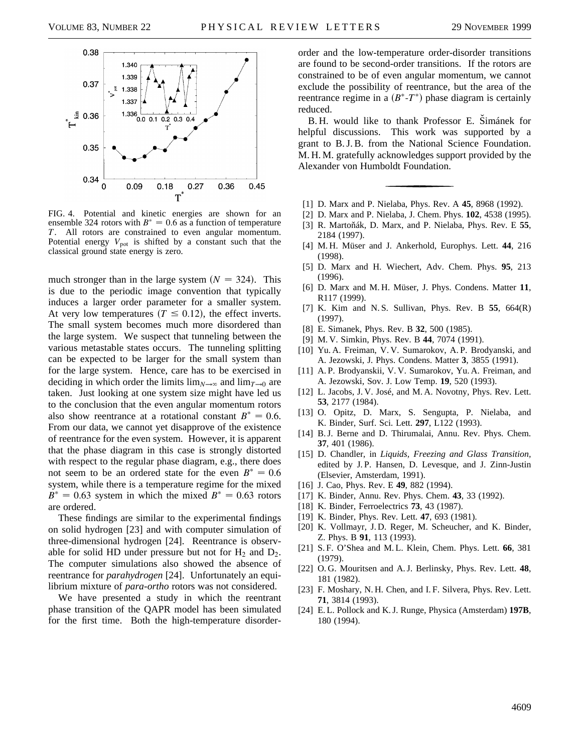0.38
0.37
0.36
0.35
0.34
0
0.09
0.18
0.27
0.36
0.45
$T^*$
$T^*_{\rm kin}$

1.340
1.339
1.338
1.337
1.336
0.0 0.1 0.2 0.3 0.4
$T^*$
$V^*_{\rm pot}$

FIG. 4. Potential and kinetic energies are shown for an ensemble 324 rotors with $B^* = 0.6$ as a function of temperature $T$. All rotors are constrained to even angular momentum. Potential energy $V_{\rm pot}$ is shifted by a constant such that the classical ground state energy is zero.

much stronger than in the large system ($N = 324$). This is due to the periodic image convention that typically induces a larger order parameter for a smaller system. At very low temperatures ($T \leq 0.12$), the effect inverts. The small system becomes much more disordered than the large system. We suspect that tunneling between the various metastable states occurs. The tunneling splitting can be expected to be larger for the small system than for the large system. Hence, care has to be exercised in deciding in which order the limits $\lim_{N\to\infty}$ and $\lim_{T\to 0}$ are taken. Just looking at one system size might have led us to the conclusion that the even angular momentum rotors also show reentrance at a rotational constant $B^* = 0.6$. From our data, we cannot yet disapprove of the existence of reentrance for the even system. However, it is apparent that the phase diagram in this case is strongly distorted with respect to the regular phase diagram, e.g., there does not seem to be an ordered state for the even $B^* = 0.6$ system, while there is a temperature regime for the mixed $B^* = 0.63$ system in which the mixed $B^* = 0.63$ rotors are ordered.

These findings are similar to the experimental findings on solid hydrogen [23] and with computer simulation of three-dimensional hydrogen [24]. Reentrance is observable for solid HD under pressure but not for $H_2$ and $D_2$. The computer simulations also showed the absence of reentrance for *parahydrogen* [24]. Unfortunately an equilibrium mixture of *para-ortho* rotors was not considered.

We have presented a study in which the reentrant phase transition of the QAPR model has been simulated for the first time. Both the high-temperature disorder-order and the low-temperature order-disorder transitions are found to be second-order transitions. If the rotors are constrained to be of even angular momentum, we cannot exclude the possibility of reentrance, but the area of the reentrance regime in a ($B^*$-$T^*$) phase diagram is certainly reduced.

B. H. would like to thank Professor E. Šimánek for helpful discussions. This work was supported by a grant to B. J. B. from the National Science Foundation. M. H. M. gratefully acknowledges support provided by the Alexander von Humboldt Foundation.

---

[1] D. Marx and P. Nielaba, Phys. Rev. A **45**, 8968 (1992).
[2] D. Marx and P. Nielaba, J. Chem. Phys. **102**, 4538 (1995).
[3] R. Martoňák, D. Marx, and P. Nielaba, Phys. Rev. E **55**, 2184 (1997).
[4] M. H. Müser and J. Ankerhold, Europhys. Lett. **44**, 216 (1998).
[5] D. Marx and H. Wiechert, Adv. Chem. Phys. **95**, 213 (1996).
[6] D. Marx and M. H. Müser, J. Phys. Condens. Matter **11**, R117 (1999).
[7] K. Kim and N. S. Sullivan, Phys. Rev. B **55**, 664(R) (1997).
[8] E. Simanek, Phys. Rev. B **32**, 500 (1985).
[9] M. V. Simkin, Phys. Rev. B **44**, 7074 (1991).
[10] Yu. A. Freiman, V. V. Sumarokov, A. P. Brodyanski, and A. Jezowski, J. Phys. Condens. Matter **3**, 3855 (1991).
[11] A. P. Brodyanskii, V. V. Sumarokov, Yu. A. Freiman, and A. Jezowski, Sov. J. Low Temp. **19**, 520 (1993).
[12] L. Jacobs, J. V. José, and M. A. Novotny, Phys. Rev. Lett. **53**, 2177 (1984).
[13] O. Opitz, D. Marx, S. Sengupta, P. Nielaba, and K. Binder, Surf. Sci. Lett. **297**, L122 (1993).
[14] B. J. Berne and D. Thirumalai, Annu. Rev. Phys. Chem. **37**, 401 (1986).
[15] D. Chandler, in *Liquids, Freezing and Glass Transition*, edited by J. P. Hansen, D. Levesque, and J. Zinn-Justin (Elsevier, Amsterdam, 1991).
[16] J. Cao, Phys. Rev. E **49**, 882 (1994).
[17] K. Binder, Annu. Rev. Phys. Chem. **43**, 33 (1992).
[18] K. Binder, Ferroelectrics **73**, 43 (1987).
[19] K. Binder, Phys. Rev. Lett. **47**, 693 (1981).
[20] K. Vollmayr, J. D. Reger, M. Scheucher, and K. Binder, Z. Phys. B **91**, 113 (1993).
[21] S. F. O'Shea and M. L. Klein, Chem. Phys. Lett. **66**, 381 (1979).
[22] O. G. Mouritsen and A. J. Berlinsky, Phys. Rev. Lett. **48**, 181 (1982).
[23] F. Moshary, N. H. Chen, and I. F. Silvera, Phys. Rev. Lett. **71**, 3814 (1993).
[24] E. L. Pollock and K. J. Runge, Physica (Amsterdam) **197B**, 180 (1994).